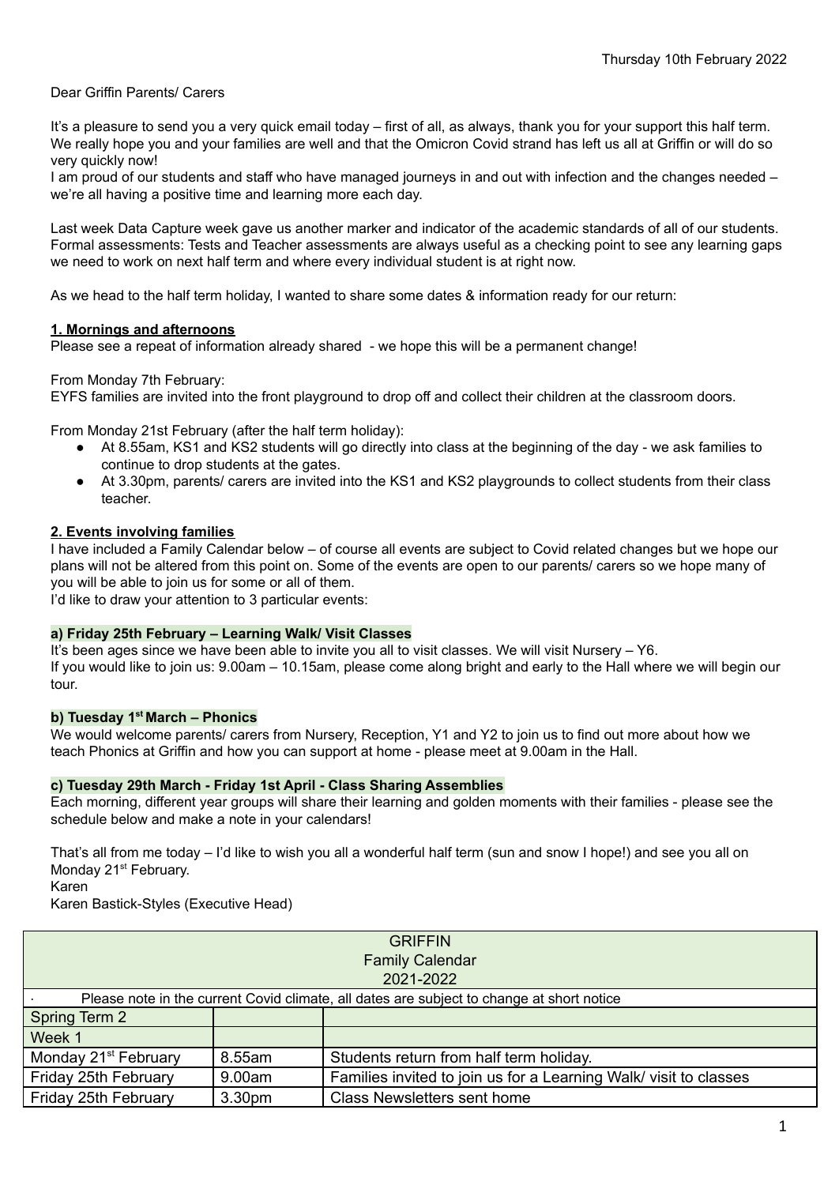Thursday 10th February 2022

Dear Griffin Parents/ Carers

It's a pleasure to send you a very quick email today – first of all, as always, thank you for your support this half term. We really hope you and your families are well and that the Omicron Covid strand has left us all at Griffin or will do so very quickly now!

I am proud of our students and staff who have managed journeys in and out with infection and the changes needed – we're all having a positive time and learning more each day.

Last week Data Capture week gave us another marker and indicator of the academic standards of all of our students. Formal assessments: Tests and Teacher assessments are always useful as a checking point to see any learning gaps we need to work on next half term and where every individual student is at right now.

As we head to the half term holiday, I wanted to share some dates & information ready for our return:

**1. Mornings and afternoons**

Please see a repeat of information already shared - we hope this will be a permanent change!

From Monday 7th February:

EYFS families are invited into the front playground to drop off and collect their children at the classroom doors.

From Monday 21st February (after the half term holiday):

- At 8.55am, KS1 and KS2 students will go directly into class at the beginning of the day - we ask families to continue to drop students at the gates.
- At 3.30pm, parents/ carers are invited into the KS1 and KS2 playgrounds to collect students from their class teacher.

**2. Events involving families**

I have included a Family Calendar below – of course all events are subject to Covid related changes but we hope our plans will not be altered from this point on. Some of the events are open to our parents/ carers so we hope many of you will be able to join us for some or all of them.

I'd like to draw your attention to 3 particular events:

**a) Friday 25th February – Learning Walk/ Visit Classes**

It's been ages since we have been able to invite you all to visit classes. We will visit Nursery – Y6.

If you would like to join us: 9.00am – 10.15am, please come along bright and early to the Hall where we will begin our tour.

**b) Tuesday 1st March – Phonics**

We would welcome parents/ carers from Nursery, Reception, Y1 and Y2 to join us to find out more about how we teach Phonics at Griffin and how you can support at home - please meet at 9.00am in the Hall.

**c) Tuesday 29th March - Friday 1st April - Class Sharing Assemblies**

Each morning, different year groups will share their learning and golden moments with their families - please see the schedule below and make a note in your calendars!

That's all from me today – I'd like to wish you all a wonderful half term (sun and snow I hope!) and see you all on Monday 21st February.

Karen

Karen Bastick-Styles (Executive Head)

| GRIFFIN<br>Family Calendar<br>2021-2022 | | |
|---|---|---|
| · Please note in the current Covid climate, all dates are subject to change at short notice | | |
| Spring Term 2 | | |
| Week 1 | | |
| Monday 21st February | 8.55am | Students return from half term holiday. |
| Friday 25th February | 9.00am | Families invited to join us for a Learning Walk/ visit to classes |
| Friday 25th February | 3.30pm | Class Newsletters sent home |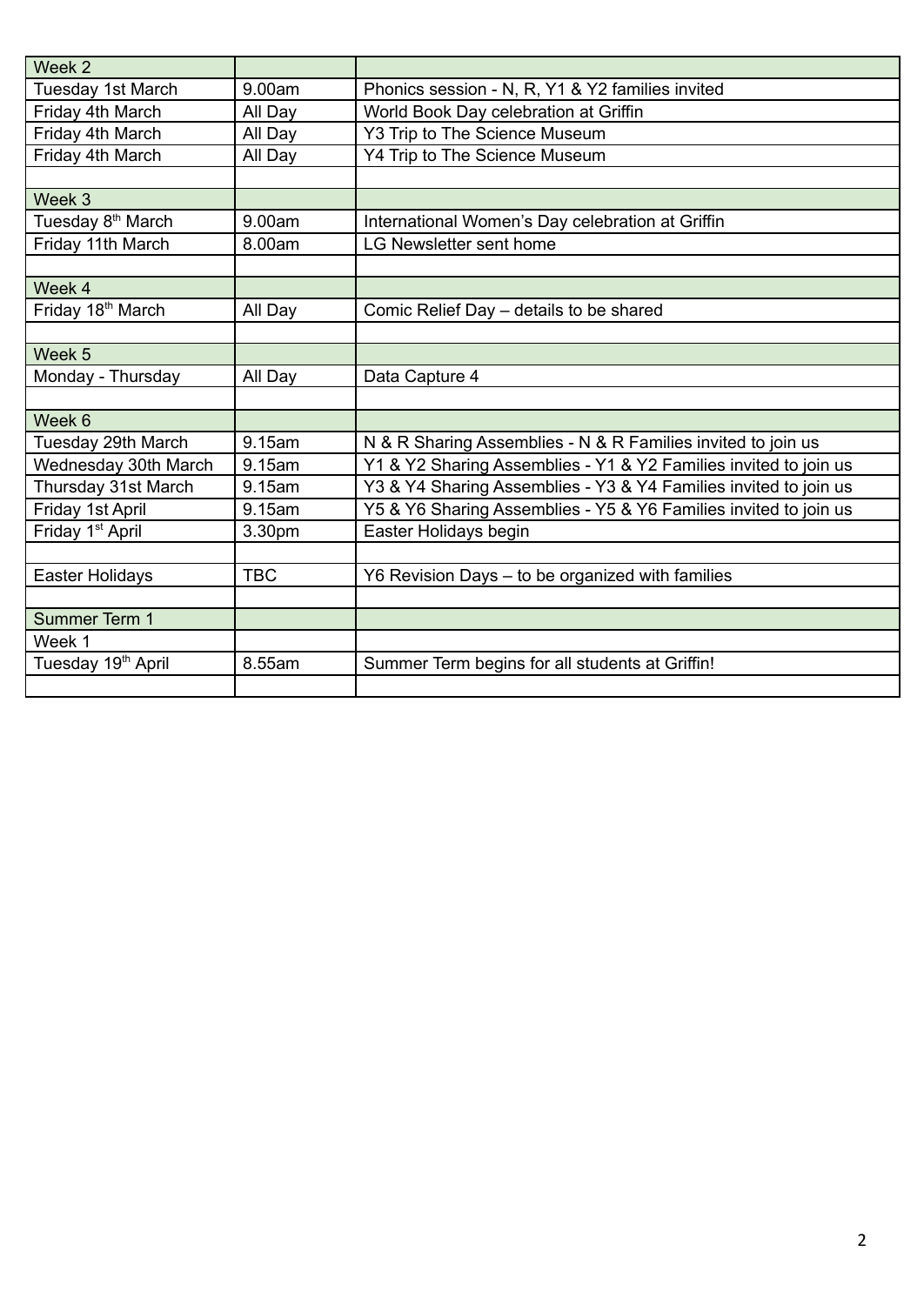| | | |
|---|---|---|
| Week 2 | | |
| Tuesday 1st March | 9.00am | Phonics session - N, R, Y1 & Y2 families invited |
| Friday 4th March | All Day | World Book Day celebration at Griffin |
| Friday 4th March | All Day | Y3 Trip to The Science Museum |
| Friday 4th March | All Day | Y4 Trip to The Science Museum |
| | | |
| Week 3 | | |
| Tuesday 8th March | 9.00am | International Women's Day celebration at Griffin |
| Friday 11th March | 8.00am | LG Newsletter sent home |
| | | |
| Week 4 | | |
| Friday 18th March | All Day | Comic Relief Day – details to be shared |
| | | |
| Week 5 | | |
| Monday - Thursday | All Day | Data Capture 4 |
| | | |
| Week 6 | | |
| Tuesday 29th March | 9.15am | N & R Sharing Assemblies - N & R Families invited to join us |
| Wednesday 30th March | 9.15am | Y1 & Y2 Sharing Assemblies - Y1 & Y2 Families invited to join us |
| Thursday 31st March | 9.15am | Y3 & Y4 Sharing Assemblies - Y3 & Y4 Families invited to join us |
| Friday 1st April | 9.15am | Y5 & Y6 Sharing Assemblies - Y5 & Y6 Families invited to join us |
| Friday 1st April | 3.30pm | Easter Holidays begin |
| | | |
| Easter Holidays | TBC | Y6 Revision Days – to be organized with families |
| | | |
| Summer Term 1 | | |
| Week 1 | | |
| Tuesday 19th April | 8.55am | Summer Term begins for all students at Griffin! |
| | | |